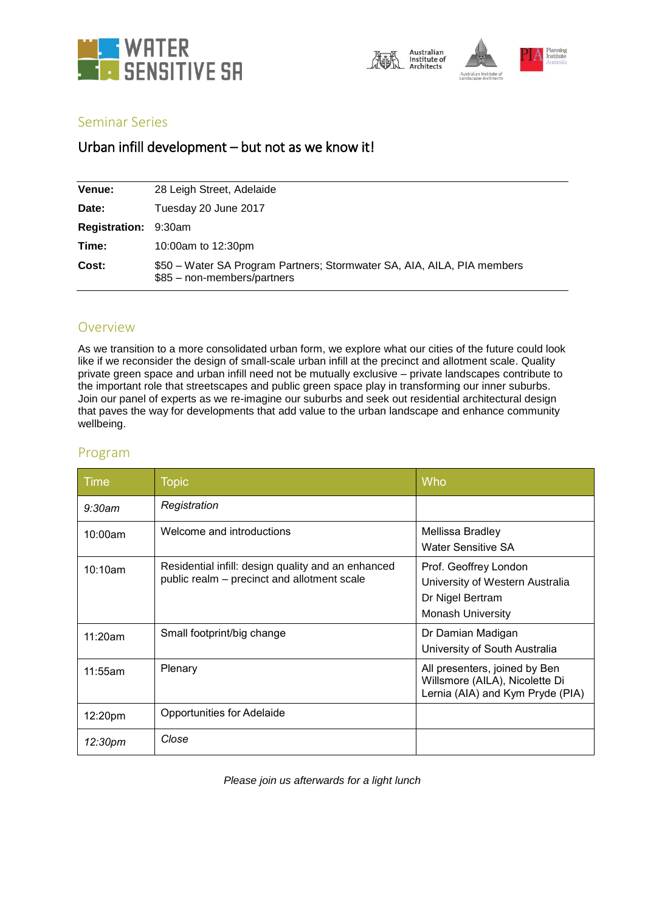WATER SENSITIVE SA

Australian Institute of Architects

Australian Institute of Landscape Architects

PIA Planning Institute Australia

## Seminar Series

# Urban infill development – but not as we know it!

| | |
|---|---|
| **Venue:** | 28 Leigh Street, Adelaide |
| **Date:** | Tuesday 20 June 2017 |
| **Registration:** | 9:30am |
| **Time:** | 10:00am to 12:30pm |
| **Cost:** | $50 – Water SA Program Partners; Stormwater SA, AIA, AILA, PIA members<br>$85 – non-members/partners |

## Overview

As we transition to a more consolidated urban form, we explore what our cities of the future could look like if we reconsider the design of small-scale urban infill at the precinct and allotment scale. Quality private green space and urban infill need not be mutually exclusive – private landscapes contribute to the important role that streetscapes and public green space play in transforming our inner suburbs. Join our panel of experts as we re-imagine our suburbs and seek out residential architectural design that paves the way for developments that add value to the urban landscape and enhance community wellbeing.

## Program

| Time | Topic | Who |
|---|---|---|
| *9:30am* | *Registration* | |
| 10:00am | Welcome and introductions | Mellissa Bradley<br>Water Sensitive SA |
| 10:10am | Residential infill: design quality and an enhanced public realm – precinct and allotment scale | Prof. Geoffrey London<br>University of Western Australia<br>Dr Nigel Bertram<br>Monash University |
| 11:20am | Small footprint/big change | Dr Damian Madigan<br>University of South Australia |
| 11:55am | Plenary | All presenters, joined by Ben Willsmore (AILA), Nicolette Di Lernia (AIA) and Kym Pryde (PIA) |
| 12:20pm | Opportunities for Adelaide | |
| *12:30pm* | *Close* | |

*Please join us afterwards for a light lunch*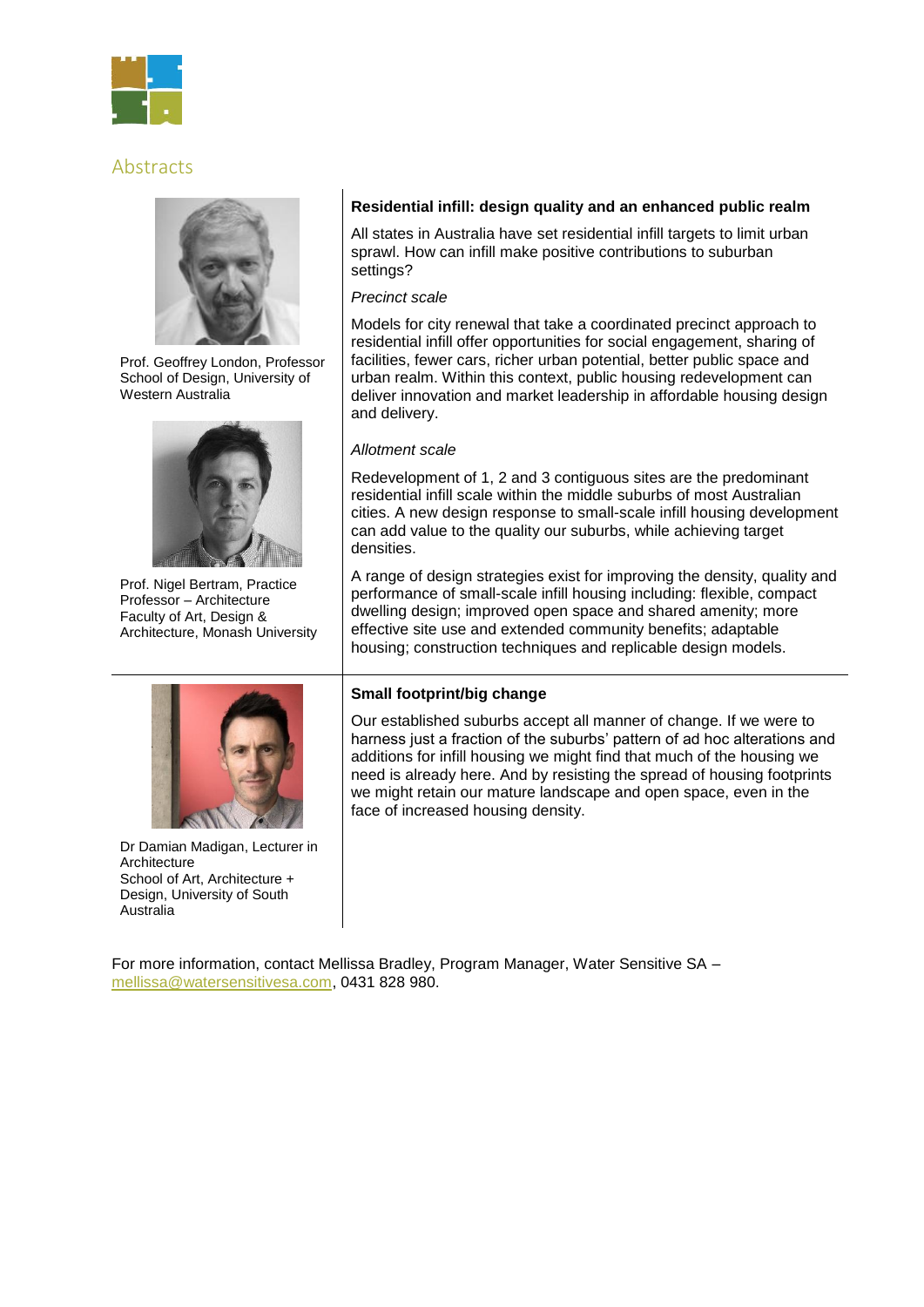## Abstracts

Prof. Geoffrey London, Professor School of Design, University of Western Australia

Prof. Nigel Bertram, Practice Professor – Architecture Faculty of Art, Design & Architecture, Monash University

### Residential infill: design quality and an enhanced public realm

All states in Australia have set residential infill targets to limit urban sprawl. How can infill make positive contributions to suburban settings?

*Precinct scale*

Models for city renewal that take a coordinated precinct approach to residential infill offer opportunities for social engagement, sharing of facilities, fewer cars, richer urban potential, better public space and urban realm. Within this context, public housing redevelopment can deliver innovation and market leadership in affordable housing design and delivery.

*Allotment scale*

Redevelopment of 1, 2 and 3 contiguous sites are the predominant residential infill scale within the middle suburbs of most Australian cities. A new design response to small-scale infill housing development can add value to the quality our suburbs, while achieving target densities.

A range of design strategies exist for improving the density, quality and performance of small-scale infill housing including: flexible, compact dwelling design; improved open space and shared amenity; more effective site use and extended community benefits; adaptable housing; construction techniques and replicable design models.

---

Dr Damian Madigan, Lecturer in Architecture School of Art, Architecture + Design, University of South Australia

### Small footprint/big change

Our established suburbs accept all manner of change. If we were to harness just a fraction of the suburbs' pattern of ad hoc alterations and additions for infill housing we might find that much of the housing we need is already here. And by resisting the spread of housing footprints we might retain our mature landscape and open space, even in the face of increased housing density.

For more information, contact Mellissa Bradley, Program Manager, Water Sensitive SA – mellissa@watersensitivesa.com, 0431 828 980.